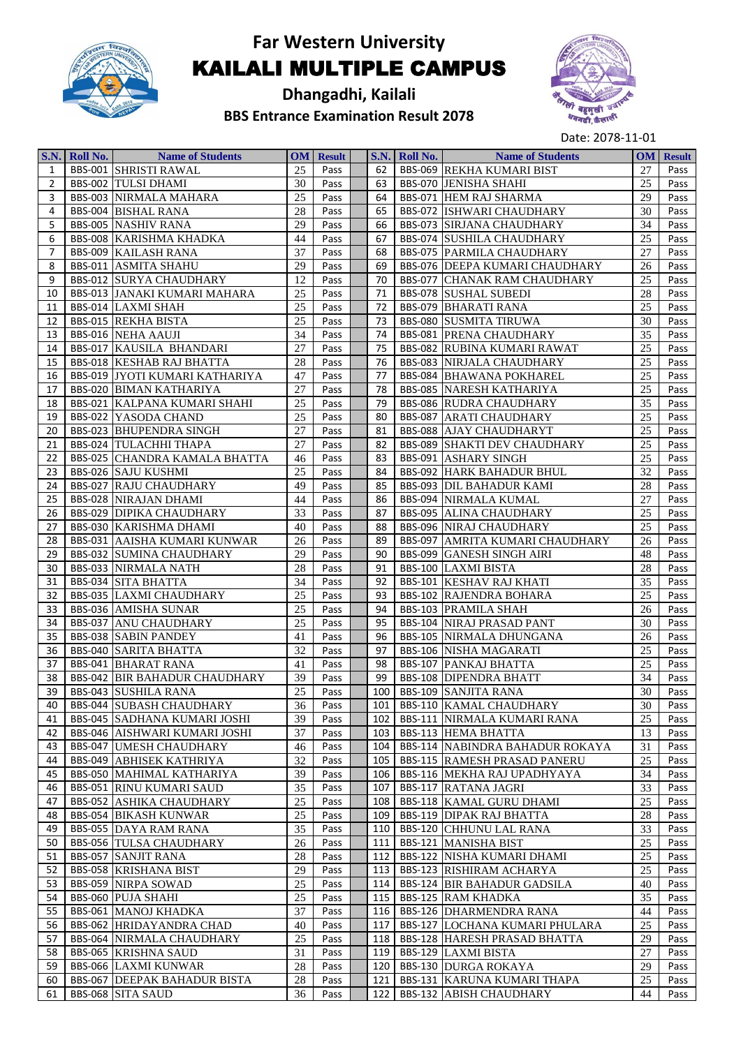# Far Western University

# KAILALI MULTIPLE CAMPUS

## Dhangadhi, Kailali

### BBS Entrance Examination Result 2078

Date: 2078-11-01

| S.N. | Roll No. | Name of Students | OM | Result | | S.N. | Roll No. | Name of Students | OM | Result |
|---|---|---|---|---|---|---|---|---|---|---|
| 1 | BBS-001 | SHRISTI RAWAL | 25 | Pass | | 62 | BBS-069 | REKHA KUMARI BIST | 27 | Pass |
| 2 | BBS-002 | TULSI DHAMI | 30 | Pass | | 63 | BBS-070 | JENISHA SHAHI | 25 | Pass |
| 3 | BBS-003 | NIRMALA MAHARA | 25 | Pass | | 64 | BBS-071 | HEM RAJ SHARMA | 29 | Pass |
| 4 | BBS-004 | BISHAL RANA | 28 | Pass | | 65 | BBS-072 | ISHWARI CHAUDHARY | 30 | Pass |
| 5 | BBS-005 | NASHIV RANA | 29 | Pass | | 66 | BBS-073 | SIRJANA CHAUDHARY | 34 | Pass |
| 6 | BBS-008 | KARISHMA KHADKA | 44 | Pass | | 67 | BBS-074 | SUSHILA CHAUDHARY | 25 | Pass |
| 7 | BBS-009 | KAILASH RANA | 37 | Pass | | 68 | BBS-075 | PARMILA CHAUDHARY | 27 | Pass |
| 8 | BBS-011 | ASMITA SHAHU | 29 | Pass | | 69 | BBS-076 | DEEPA KUMARI CHAUDHARY | 26 | Pass |
| 9 | BBS-012 | SURYA CHAUDHARY | 12 | Pass | | 70 | BBS-077 | CHANAK RAM CHAUDHARY | 25 | Pass |
| 10 | BBS-013 | JANAKI KUMARI MAHARA | 25 | Pass | | 71 | BBS-078 | SUSHAL SUBEDI | 28 | Pass |
| 11 | BBS-014 | LAXMI SHAH | 25 | Pass | | 72 | BBS-079 | BHARATI RANA | 25 | Pass |
| 12 | BBS-015 | REKHA BISTA | 25 | Pass | | 73 | BBS-080 | SUSMITA TIRUWA | 30 | Pass |
| 13 | BBS-016 | NEHA AAUJI | 34 | Pass | | 74 | BBS-081 | PRENA CHAUDHARY | 35 | Pass |
| 14 | BBS-017 | KAUSILA BHANDARI | 27 | Pass | | 75 | BBS-082 | RUBINA KUMARI RAWAT | 25 | Pass |
| 15 | BBS-018 | KESHAB RAJ BHATTA | 28 | Pass | | 76 | BBS-083 | NIRJALA CHAUDHARY | 25 | Pass |
| 16 | BBS-019 | JYOTI KUMARI KATHARIYA | 47 | Pass | | 77 | BBS-084 | BHAWANA POKHAREL | 25 | Pass |
| 17 | BBS-020 | BIMAN KATHARIYA | 27 | Pass | | 78 | BBS-085 | NARESH KATHARIYA | 25 | Pass |
| 18 | BBS-021 | KALPANA KUMARI SHAHI | 25 | Pass | | 79 | BBS-086 | RUDRA CHAUDHARY | 35 | Pass |
| 19 | BBS-022 | YASODA CHAND | 25 | Pass | | 80 | BBS-087 | ARATI CHAUDHARY | 25 | Pass |
| 20 | BBS-023 | BHUPENDRA SINGH | 27 | Pass | | 81 | BBS-088 | AJAY CHAUDHARYT | 25 | Pass |
| 21 | BBS-024 | TULACHHI THAPA | 27 | Pass | | 82 | BBS-089 | SHAKTI DEV CHAUDHARY | 25 | Pass |
| 22 | BBS-025 | CHANDRA KAMALA BHATTA | 46 | Pass | | 83 | BBS-091 | ASHARY SINGH | 25 | Pass |
| 23 | BBS-026 | SAJU KUSHMI | 25 | Pass | | 84 | BBS-092 | HARK BAHADUR BHUL | 32 | Pass |
| 24 | BBS-027 | RAJU CHAUDHARY | 49 | Pass | | 85 | BBS-093 | DIL BAHADUR KAMI | 28 | Pass |
| 25 | BBS-028 | NIRAJAN DHAMI | 44 | Pass | | 86 | BBS-094 | NIRMALA KUMAL | 27 | Pass |
| 26 | BBS-029 | DIPIKA CHAUDHARY | 33 | Pass | | 87 | BBS-095 | ALINA CHAUDHARY | 25 | Pass |
| 27 | BBS-030 | KARISHMA DHAMI | 40 | Pass | | 88 | BBS-096 | NIRAJ CHAUDHARY | 25 | Pass |
| 28 | BBS-031 | AAISHA KUMARI KUNWAR | 26 | Pass | | 89 | BBS-097 | AMRITA KUMARI CHAUDHARY | 26 | Pass |
| 29 | BBS-032 | SUMINA CHAUDHARY | 29 | Pass | | 90 | BBS-099 | GANESH SINGH AIRI | 48 | Pass |
| 30 | BBS-033 | NIRMALA NATH | 28 | Pass | | 91 | BBS-100 | LAXMI BISTA | 28 | Pass |
| 31 | BBS-034 | SITA BHATTA | 34 | Pass | | 92 | BBS-101 | KESHAV RAJ KHATI | 35 | Pass |
| 32 | BBS-035 | LAXMI CHAUDHARY | 25 | Pass | | 93 | BBS-102 | RAJENDRA BOHARA | 25 | Pass |
| 33 | BBS-036 | AMISHA SUNAR | 25 | Pass | | 94 | BBS-103 | PRAMILA SHAH | 26 | Pass |
| 34 | BBS-037 | ANU CHAUDHARY | 25 | Pass | | 95 | BBS-104 | NIRAJ PRASAD PANT | 30 | Pass |
| 35 | BBS-038 | SABIN PANDEY | 41 | Pass | | 96 | BBS-105 | NIRMALA DHUNGANA | 26 | Pass |
| 36 | BBS-040 | SARITA BHATTA | 32 | Pass | | 97 | BBS-106 | NISHA MAGARATI | 25 | Pass |
| 37 | BBS-041 | BHARAT RANA | 41 | Pass | | 98 | BBS-107 | PANKAJ BHATTA | 25 | Pass |
| 38 | BBS-042 | BIR BAHADUR CHAUDHARY | 39 | Pass | | 99 | BBS-108 | DIPENDRA BHATT | 34 | Pass |
| 39 | BBS-043 | SUSHILA RANA | 25 | Pass | | 100 | BBS-109 | SANJITA RANA | 30 | Pass |
| 40 | BBS-044 | SUBASH CHAUDHARY | 36 | Pass | | 101 | BBS-110 | KAMAL CHAUDHARY | 30 | Pass |
| 41 | BBS-045 | SADHANA KUMARI JOSHI | 39 | Pass | | 102 | BBS-111 | NIRMALA KUMARI RANA | 25 | Pass |
| 42 | BBS-046 | AISHWARI KUMARI JOSHI | 37 | Pass | | 103 | BBS-113 | HEMA BHATTA | 13 | Pass |
| 43 | BBS-047 | UMESH CHAUDHARY | 46 | Pass | | 104 | BBS-114 | NABINDRA BAHADUR ROKAYA | 31 | Pass |
| 44 | BBS-049 | ABHISEK KATHRIYA | 32 | Pass | | 105 | BBS-115 | RAMESH PRASAD PANERU | 25 | Pass |
| 45 | BBS-050 | MAHIMAL KATHARIYA | 39 | Pass | | 106 | BBS-116 | MEKHA RAJ UPADHYAYA | 34 | Pass |
| 46 | BBS-051 | RINU KUMARI SAUD | 35 | Pass | | 107 | BBS-117 | RATANA JAGRI | 33 | Pass |
| 47 | BBS-052 | ASHIKA CHAUDHARY | 25 | Pass | | 108 | BBS-118 | KAMAL GURU DHAMI | 25 | Pass |
| 48 | BBS-054 | BIKASH KUNWAR | 25 | Pass | | 109 | BBS-119 | DIPAK RAJ BHATTA | 28 | Pass |
| 49 | BBS-055 | DAYA RAM RANA | 35 | Pass | | 110 | BBS-120 | CHHUNU LAL RANA | 33 | Pass |
| 50 | BBS-056 | TULSA CHAUDHARY | 26 | Pass | | 111 | BBS-121 | MANISHA BIST | 25 | Pass |
| 51 | BBS-057 | SANJIT RANA | 28 | Pass | | 112 | BBS-122 | NISHA KUMARI DHAMI | 25 | Pass |
| 52 | BBS-058 | KRISHANA BIST | 29 | Pass | | 113 | BBS-123 | RISHIRAM ACHARYA | 25 | Pass |
| 53 | BBS-059 | NIRPA SOWAD | 25 | Pass | | 114 | BBS-124 | BIR BAHADUR GADSILA | 40 | Pass |
| 54 | BBS-060 | PUJA SHAHI | 25 | Pass | | 115 | BBS-125 | RAM KHADKA | 35 | Pass |
| 55 | BBS-061 | MANOJ KHADKA | 37 | Pass | | 116 | BBS-126 | DHARMENDRA RANA | 44 | Pass |
| 56 | BBS-062 | HRIDAYANDRA CHAD | 40 | Pass | | 117 | BBS-127 | LOCHANA KUMARI PHULARA | 25 | Pass |
| 57 | BBS-064 | NIRMALA CHAUDHARY | 25 | Pass | | 118 | BBS-128 | HARESH PRASAD BHATTA | 29 | Pass |
| 58 | BBS-065 | KRISHNA SAUD | 31 | Pass | | 119 | BBS-129 | LAXMI BISTA | 27 | Pass |
| 59 | BBS-066 | LAXMI KUNWAR | 28 | Pass | | 120 | BBS-130 | DURGA ROKAYA | 29 | Pass |
| 60 | BBS-067 | DEEPAK BAHADUR BISTA | 28 | Pass | | 121 | BBS-131 | KARUNA KUMARI THAPA | 25 | Pass |
| 61 | BBS-068 | SITA SAUD | 36 | Pass | | 122 | BBS-132 | ABISH CHAUDHARY | 44 | Pass |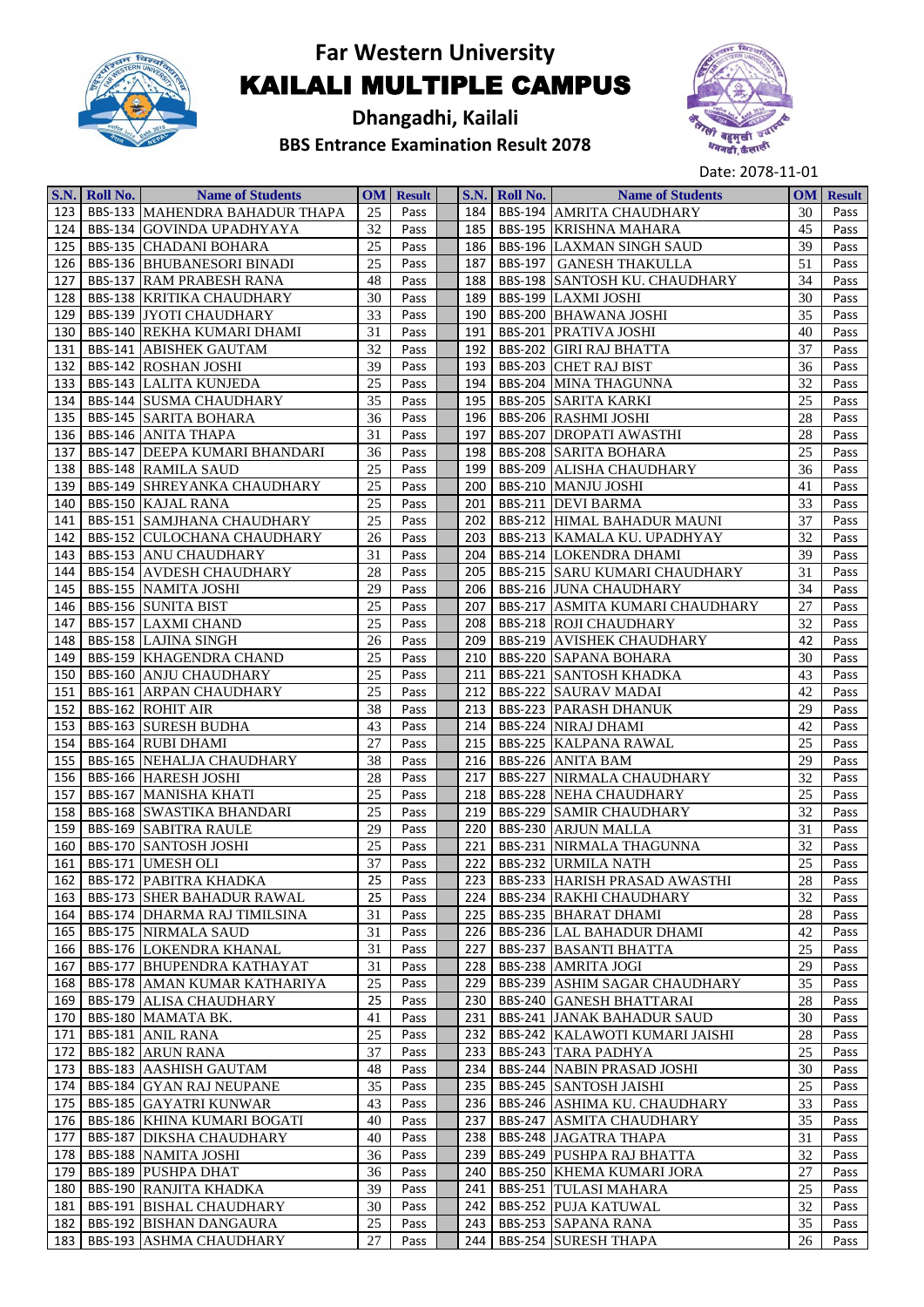# Far Western University

## KAILALI MULTIPLE CAMPUS

### Dhangadhi, Kailali

### BBS Entrance Examination Result 2078

Date: 2078-11-01

| S.N. | Roll No. | Name of Students | OM | Result | | S.N. | Roll No. | Name of Students | OM | Result |
|---|---|---|---|---|---|---|---|---|---|---|
| 123 | BBS-133 | MAHENDRA BAHADUR THAPA | 25 | Pass | | 184 | BBS-194 | AMRITA CHAUDHARY | 30 | Pass |
| 124 | BBS-134 | GOVINDA UPADHYAYA | 32 | Pass | | 185 | BBS-195 | KRISHNA MAHARA | 45 | Pass |
| 125 | BBS-135 | CHADANI BOHARA | 25 | Pass | | 186 | BBS-196 | LAXMAN SINGH SAUD | 39 | Pass |
| 126 | BBS-136 | BHUBANESORI BINADI | 25 | Pass | | 187 | BBS-197 | GANESH THAKULLA | 51 | Pass |
| 127 | BBS-137 | RAM PRABESH RANA | 48 | Pass | | 188 | BBS-198 | SANTOSH KU. CHAUDHARY | 34 | Pass |
| 128 | BBS-138 | KRITIKA CHAUDHARY | 30 | Pass | | 189 | BBS-199 | LAXMI JOSHI | 30 | Pass |
| 129 | BBS-139 | JYOTI CHAUDHARY | 33 | Pass | | 190 | BBS-200 | BHAWANA JOSHI | 35 | Pass |
| 130 | BBS-140 | REKHA KUMARI DHAMI | 31 | Pass | | 191 | BBS-201 | PRATIVA JOSHI | 40 | Pass |
| 131 | BBS-141 | ABISHEK GAUTAM | 32 | Pass | | 192 | BBS-202 | GIRI RAJ BHATTA | 37 | Pass |
| 132 | BBS-142 | ROSHAN JOSHI | 39 | Pass | | 193 | BBS-203 | CHET RAJ BIST | 36 | Pass |
| 133 | BBS-143 | LALITA KUNJEDA | 25 | Pass | | 194 | BBS-204 | MINA THAGUNNA | 32 | Pass |
| 134 | BBS-144 | SUSMA CHAUDHARY | 35 | Pass | | 195 | BBS-205 | SARITA KARKI | 25 | Pass |
| 135 | BBS-145 | SARITA BOHARA | 36 | Pass | | 196 | BBS-206 | RASHMI JOSHI | 28 | Pass |
| 136 | BBS-146 | ANITA THAPA | 31 | Pass | | 197 | BBS-207 | DROPATI AWASTHI | 28 | Pass |
| 137 | BBS-147 | DEEPA KUMARI BHANDARI | 36 | Pass | | 198 | BBS-208 | SARITA BOHARA | 25 | Pass |
| 138 | BBS-148 | RAMILA SAUD | 25 | Pass | | 199 | BBS-209 | ALISHA CHAUDHARY | 36 | Pass |
| 139 | BBS-149 | SHREYANKA CHAUDHARY | 25 | Pass | | 200 | BBS-210 | MANJU JOSHI | 41 | Pass |
| 140 | BBS-150 | KAJAL RANA | 25 | Pass | | 201 | BBS-211 | DEVI BARMA | 33 | Pass |
| 141 | BBS-151 | SAMJHANA CHAUDHARY | 25 | Pass | | 202 | BBS-212 | HIMAL BAHADUR MAUNI | 37 | Pass |
| 142 | BBS-152 | CULOCHANA CHAUDHARY | 26 | Pass | | 203 | BBS-213 | KAMALA KU. UPADHYAY | 32 | Pass |
| 143 | BBS-153 | ANU CHAUDHARY | 31 | Pass | | 204 | BBS-214 | LOKENDRA DHAMI | 39 | Pass |
| 144 | BBS-154 | AVDESH CHAUDHARY | 28 | Pass | | 205 | BBS-215 | SARU KUMARI CHAUDHARY | 31 | Pass |
| 145 | BBS-155 | NAMITA JOSHI | 29 | Pass | | 206 | BBS-216 | JUNA CHAUDHARY | 34 | Pass |
| 146 | BBS-156 | SUNITA BIST | 25 | Pass | | 207 | BBS-217 | ASHMITA KUMARI CHAUDHARY | 27 | Pass |
| 147 | BBS-157 | LAXMI CHAND | 25 | Pass | | 208 | BBS-218 | ROJI CHAUDHARY | 32 | Pass |
| 148 | BBS-158 | LAJINA SINGH | 26 | Pass | | 209 | BBS-219 | AVISHEK CHAUDHARY | 42 | Pass |
| 149 | BBS-159 | KHAGENDRA CHAND | 25 | Pass | | 210 | BBS-220 | SAPANA BOHARA | 30 | Pass |
| 150 | BBS-160 | ANJU CHAUDHARY | 25 | Pass | | 211 | BBS-221 | SANTOSH KHADKA | 43 | Pass |
| 151 | BBS-161 | ARPAN CHAUDHARY | 25 | Pass | | 212 | BBS-222 | SAURAV MADAI | 42 | Pass |
| 152 | BBS-162 | ROHIT AIR | 38 | Pass | | 213 | BBS-223 | PARASH DHANUK | 29 | Pass |
| 153 | BBS-163 | SURESH BUDHA | 43 | Pass | | 214 | BBS-224 | NIRAJ DHAMI | 42 | Pass |
| 154 | BBS-164 | RUBI DHAMI | 27 | Pass | | 215 | BBS-225 | KALPANA RAWAL | 25 | Pass |
| 155 | BBS-165 | NEHALJA CHAUDHARY | 38 | Pass | | 216 | BBS-226 | ANITA BAM | 29 | Pass |
| 156 | BBS-166 | HARESH JOSHI | 28 | Pass | | 217 | BBS-227 | NIRMALA CHAUDHARY | 32 | Pass |
| 157 | BBS-167 | MANISHA KHATI | 25 | Pass | | 218 | BBS-228 | NEHA CHAUDHARY | 25 | Pass |
| 158 | BBS-168 | SWASTIKA BHANDARI | 25 | Pass | | 219 | BBS-229 | SAMIR CHAUDHARY | 32 | Pass |
| 159 | BBS-169 | SABITRA RAULE | 29 | Pass | | 220 | BBS-230 | ARJUN MALLA | 31 | Pass |
| 160 | BBS-170 | SANTOSH JOSHI | 25 | Pass | | 221 | BBS-231 | NIRMALA THAGUNNA | 32 | Pass |
| 161 | BBS-171 | UMESH OLI | 37 | Pass | | 222 | BBS-232 | URMILA NATH | 25 | Pass |
| 162 | BBS-172 | PABITRA KHADKA | 25 | Pass | | 223 | BBS-233 | HARISH PRASAD AWASTHI | 28 | Pass |
| 163 | BBS-173 | SHER BAHADUR RAWAL | 25 | Pass | | 224 | BBS-234 | RAKHI CHAUDHARY | 32 | Pass |
| 164 | BBS-174 | DHARMA RAJ TIMILSINA | 31 | Pass | | 225 | BBS-235 | BHARAT DHAMI | 28 | Pass |
| 165 | BBS-175 | NIRMALA SAUD | 31 | Pass | | 226 | BBS-236 | LAL BAHADUR DHAMI | 42 | Pass |
| 166 | BBS-176 | LOKENDRA KHANAL | 31 | Pass | | 227 | BBS-237 | BASANTI BHATTA | 25 | Pass |
| 167 | BBS-177 | BHUPENDRA KATHAYAT | 31 | Pass | | 228 | BBS-238 | AMRITA JOGI | 29 | Pass |
| 168 | BBS-178 | AMAN KUMAR KATHARIYA | 25 | Pass | | 229 | BBS-239 | ASHIM SAGAR CHAUDHARY | 35 | Pass |
| 169 | BBS-179 | ALISA CHAUDHARY | 25 | Pass | | 230 | BBS-240 | GANESH BHATTARAI | 28 | Pass |
| 170 | BBS-180 | MAMATA BK. | 41 | Pass | | 231 | BBS-241 | JANAK BAHADUR SAUD | 30 | Pass |
| 171 | BBS-181 | ANIL RANA | 25 | Pass | | 232 | BBS-242 | KALAWOTI KUMARI JAISHI | 28 | Pass |
| 172 | BBS-182 | ARUN RANA | 37 | Pass | | 233 | BBS-243 | TARA PADHYA | 25 | Pass |
| 173 | BBS-183 | AASHISH GAUTAM | 48 | Pass | | 234 | BBS-244 | NABIN PRASAD JOSHI | 30 | Pass |
| 174 | BBS-184 | GYAN RAJ NEUPANE | 35 | Pass | | 235 | BBS-245 | SANTOSH JAISHI | 25 | Pass |
| 175 | BBS-185 | GAYATRI KUNWAR | 43 | Pass | | 236 | BBS-246 | ASHIMA KU. CHAUDHARY | 33 | Pass |
| 176 | BBS-186 | KHINA KUMARI BOGATI | 40 | Pass | | 237 | BBS-247 | ASMITA CHAUDHARY | 35 | Pass |
| 177 | BBS-187 | DIKSHA CHAUDHARY | 40 | Pass | | 238 | BBS-248 | JAGATRA THAPA | 31 | Pass |
| 178 | BBS-188 | NAMITA JOSHI | 36 | Pass | | 239 | BBS-249 | PUSHPA RAJ BHATTA | 32 | Pass |
| 179 | BBS-189 | PUSHPA DHAT | 36 | Pass | | 240 | BBS-250 | KHEMA KUMARI JORA | 27 | Pass |
| 180 | BBS-190 | RANJITA KHADKA | 39 | Pass | | 241 | BBS-251 | TULASI MAHARA | 25 | Pass |
| 181 | BBS-191 | BISHAL CHAUDHARY | 30 | Pass | | 242 | BBS-252 | PUJA KATUWAL | 32 | Pass |
| 182 | BBS-192 | BISHAN DANGAURA | 25 | Pass | | 243 | BBS-253 | SAPANA RANA | 35 | Pass |
| 183 | BBS-193 | ASHMA CHAUDHARY | 27 | Pass | | 244 | BBS-254 | SURESH THAPA | 26 | Pass |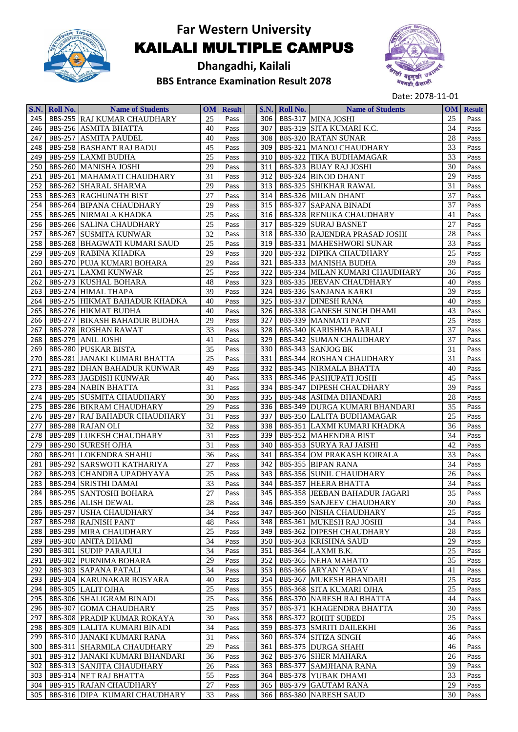# Far Western University

# KAILALI MULTIPLE CAMPUS

## Dhangadhi, Kailali

### BBS Entrance Examination Result 2078

Date: 2078-11-01

| S.N. | Roll No. | Name of Students | OM | Result | | S.N. | Roll No. | Name of Students | OM | Result |
|---|---|---|---|---|---|---|---|---|---|---|
| 245 | BBS-255 | RAJ KUMAR CHAUDHARY | 25 | Pass | | 306 | BBS-317 | MINA JOSHI | 25 | Pass |
| 246 | BBS-256 | ASMITA BHATTA | 40 | Pass | | 307 | BBS-319 | SITA KUMARI K.C. | 34 | Pass |
| 247 | BBS-257 | ASMITA PAUDEL | 40 | Pass | | 308 | BBS-320 | RATAN SUNAR | 28 | Pass |
| 248 | BBS-258 | BASHANT RAJ BADU | 45 | Pass | | 309 | BBS-321 | MANOJ CHAUDHARY | 33 | Pass |
| 249 | BBS-259 | LAXMI BUDHA | 25 | Pass | | 310 | BBS-322 | TIKA BUDHAMAGAR | 33 | Pass |
| 250 | BBS-260 | MANISHA JOSHI | 29 | Pass | | 311 | BBS-323 | BIJAY RAJ JOSHI | 30 | Pass |
| 251 | BBS-261 | MAHAMATI CHAUDHARY | 31 | Pass | | 312 | BBS-324 | BINOD DHANT | 29 | Pass |
| 252 | BBS-262 | SHARAL SHARMA | 29 | Pass | | 313 | BBS-325 | SHIKHAR RAWAL | 31 | Pass |
| 253 | BBS-263 | RAGHUNATH BIST | 27 | Pass | | 314 | BBS-326 | MILAN DHANT | 37 | Pass |
| 254 | BBS-264 | BIPANA CHAUDHARY | 29 | Pass | | 315 | BBS-327 | SAPANA BINADI | 37 | Pass |
| 255 | BBS-265 | NIRMALA KHADKA | 25 | Pass | | 316 | BBS-328 | RENUKA CHAUDHARY | 41 | Pass |
| 256 | BBS-266 | SALINA CHAUDHARY | 25 | Pass | | 317 | BBS-329 | SURAJ BASNET | 27 | Pass |
| 257 | BBS-267 | SUSMITA KUNWAR | 32 | Pass | | 318 | BBS-330 | RAJENDRA PRASAD JOSHI | 28 | Pass |
| 258 | BBS-268 | BHAGWATI KUMARI SAUD | 25 | Pass | | 319 | BBS-331 | MAHESHWORI SUNAR | 33 | Pass |
| 259 | BBS-269 | RABINA KHADKA | 29 | Pass | | 320 | BBS-332 | DIPIKA CHAUDHARY | 25 | Pass |
| 260 | BBS-270 | PUJA KUMARI BOHARA | 29 | Pass | | 321 | BBS-333 | MANISHA BUDHA | 39 | Pass |
| 261 | BBS-271 | LAXMI KUNWAR | 25 | Pass | | 322 | BBS-334 | MILAN KUMARI CHAUDHARY | 36 | Pass |
| 262 | BBS-273 | KUSHAL BOHARA | 48 | Pass | | 323 | BBS-335 | JEEVAN CHAUDHARY | 40 | Pass |
| 263 | BBS-274 | HIMAL THAPA | 39 | Pass | | 324 | BBS-336 | SANJANA KARKI | 39 | Pass |
| 264 | BBS-275 | HIKMAT BAHADUR KHADKA | 40 | Pass | | 325 | BBS-337 | DINESH RANA | 40 | Pass |
| 265 | BBS-276 | HIKMAT BUDHA | 40 | Pass | | 326 | BBS-338 | GANESH SINGH DHAMI | 43 | Pass |
| 266 | BBS-277 | BIKASH BAHADUR BUDHA | 29 | Pass | | 327 | BBS-339 | MANMATI PANT | 25 | Pass |
| 267 | BBS-278 | ROSHAN RAWAT | 33 | Pass | | 328 | BBS-340 | KARISHMA BARALI | 37 | Pass |
| 268 | BBS-279 | ANIL JOSHI | 41 | Pass | | 329 | BBS-342 | SUMAN CHAUDHARY | 37 | Pass |
| 269 | BBS-280 | PUSKAR BISTA | 35 | Pass | | 330 | BBS-343 | SANJOG BK | 31 | Pass |
| 270 | BBS-281 | JANAKI KUMARI BHATTA | 25 | Pass | | 331 | BBS-344 | ROSHAN CHAUDHARY | 31 | Pass |
| 271 | BBS-282 | DHAN BAHADUR KUNWAR | 49 | Pass | | 332 | BBS-345 | NIRMALA BHATTA | 40 | Pass |
| 272 | BBS-283 | JAGDISH KUNWAR | 40 | Pass | | 333 | BBS-346 | PASHUPATI JOSHI | 45 | Pass |
| 273 | BBS-284 | NABIN BHATTA | 31 | Pass | | 334 | BBS-347 | DIPESH CHAUDHARY | 39 | Pass |
| 274 | BBS-285 | SUSMITA CHAUDHARY | 30 | Pass | | 335 | BBS-348 | ASHMA BHANDARI | 28 | Pass |
| 275 | BBS-286 | BIKRAM CHAUDHARY | 29 | Pass | | 336 | BBS-349 | DURGA KUMARI BHANDARI | 35 | Pass |
| 276 | BBS-287 | RAJ BAHADUR CHAUDHARY | 31 | Pass | | 337 | BBS-350 | LALITA BUDHAMAGAR | 25 | Pass |
| 277 | BBS-288 | RAJAN OLI | 32 | Pass | | 338 | BBS-351 | LAXMI KUMARI KHADKA | 36 | Pass |
| 278 | BBS-289 | LUKESH CHAUDHARY | 31 | Pass | | 339 | BBS-352 | MAHENDRA BIST | 34 | Pass |
| 279 | BBS-290 | SURESH OJHA | 31 | Pass | | 340 | BBS-353 | SURYA RAJ JAISHI | 42 | Pass |
| 280 | BBS-291 | LOKENDRA SHAHU | 36 | Pass | | 341 | BBS-354 | OM PRAKASH KOIRALA | 33 | Pass |
| 281 | BBS-292 | SARSWOTI KATHARIYA | 27 | Pass | | 342 | BBS-355 | BIPAN RANA | 34 | Pass |
| 282 | BBS-293 | CHANDRA UPADHYAYA | 25 | Pass | | 343 | BBS-356 | SUNIL CHAUDHARY | 26 | Pass |
| 283 | BBS-294 | SRISTHI DAMAI | 33 | Pass | | 344 | BBS-357 | HEERA BHATTA | 34 | Pass |
| 284 | BBS-295 | SANTOSHI BOHARA | 27 | Pass | | 345 | BBS-358 | JEEBAN BAHADUR JAGARI | 35 | Pass |
| 285 | BBS-296 | ALISH DEWAL | 28 | Pass | | 346 | BBS-359 | SANJEEV CHAUDHARY | 30 | Pass |
| 286 | BBS-297 | USHA CHAUDHARY | 34 | Pass | | 347 | BBS-360 | NISHA CHAUDHARY | 25 | Pass |
| 287 | BBS-298 | RAJNISH PANT | 48 | Pass | | 348 | BBS-361 | MUKESH RAJ JOSHI | 34 | Pass |
| 288 | BBS-299 | MIRA CHAUDHARY | 25 | Pass | | 349 | BBS-362 | DIPESH CHAUDHARY | 28 | Pass |
| 289 | BBS-300 | ANITA DHAMI | 34 | Pass | | 350 | BBS-363 | KRISHNA SAUD | 29 | Pass |
| 290 | BBS-301 | SUDIP PARAJULI | 34 | Pass | | 351 | BBS-364 | LAXMI B.K. | 25 | Pass |
| 291 | BBS-302 | PURNIMA BOHARA | 29 | Pass | | 352 | BBS-365 | NEHA MAHATO | 35 | Pass |
| 292 | BBS-303 | SAPANA PATALI | 34 | Pass | | 353 | BBS-366 | ARYAN YADAV | 41 | Pass |
| 293 | BBS-304 | KARUNAKAR ROSYARA | 40 | Pass | | 354 | BBS-367 | MUKESH BHANDARI | 25 | Pass |
| 294 | BBS-305 | LALIT OJHA | 25 | Pass | | 355 | BBS-368 | SITA KUMARI OJHA | 25 | Pass |
| 295 | BBS-306 | SHALIGRAM BINADI | 25 | Pass | | 356 | BBS-370 | NARESH RAJ BHATTA | 44 | Pass |
| 296 | BBS-307 | GOMA CHAUDHARY | 25 | Pass | | 357 | BBS-371 | KHAGENDRA BHATTA | 30 | Pass |
| 297 | BBS-308 | PRADIP KUMAR ROKAYA | 30 | Pass | | 358 | BBS-372 | ROHIT SUBEDI | 25 | Pass |
| 298 | BBS-309 | LALITA KUMARI BINADI | 34 | Pass | | 359 | BBS-373 | SMRITI DAILEKHI | 36 | Pass |
| 299 | BBS-310 | JANAKI KUMARI RANA | 31 | Pass | | 360 | BBS-374 | SITIZA SINGH | 46 | Pass |
| 300 | BBS-311 | SHARMILA CHAUDHARY | 29 | Pass | | 361 | BBS-375 | DURGA SHAHI | 46 | Pass |
| 301 | BBS-312 | JANAKI KUMARI BHANDARI | 36 | Pass | | 362 | BBS-376 | SHER MAHARA | 26 | Pass |
| 302 | BBS-313 | SANJITA CHAUDHARY | 26 | Pass | | 363 | BBS-377 | SAMJHANA RANA | 39 | Pass |
| 303 | BBS-314 | NET RAJ BHATTA | 55 | Pass | | 364 | BBS-378 | YUBAK DHAMI | 33 | Pass |
| 304 | BBS-315 | RAJAN CHAUDHARY | 27 | Pass | | 365 | BBS-379 | GAUTAM RANA | 29 | Pass |
| 305 | BBS-316 | DIPA KUMARI CHAUDHARY | 33 | Pass | | 366 | BBS-380 | NARESH SAUD | 30 | Pass |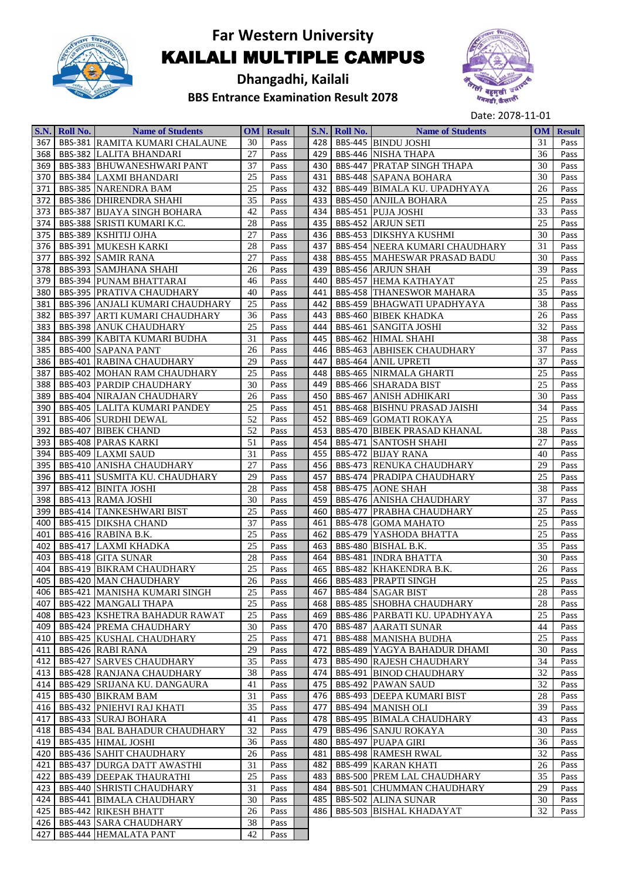# Far Western University

## KAILALI MULTIPLE CAMPUS

### Dhangadhi, Kailali

### BBS Entrance Examination Result 2078

Date: 2078-11-01

| S.N. | Roll No. | Name of Students | OM | Result |
|---|---|---|---|---|
| 367 | BBS-381 | RAMITA KUMARI CHALAUNE | 30 | Pass |
| 368 | BBS-382 | LALITA BHANDARI | 27 | Pass |
| 369 | BBS-383 | BHUWANESHWARI PANT | 37 | Pass |
| 370 | BBS-384 | LAXMI BHANDARI | 25 | Pass |
| 371 | BBS-385 | NARENDRA BAM | 25 | Pass |
| 372 | BBS-386 | DHIRENDRA SHAHI | 35 | Pass |
| 373 | BBS-387 | BIJAYA SINGH BOHARA | 42 | Pass |
| 374 | BBS-388 | SRISTI KUMARI K.C. | 28 | Pass |
| 375 | BBS-389 | KSHITIJ OJHA | 27 | Pass |
| 376 | BBS-391 | MUKESH KARKI | 28 | Pass |
| 377 | BBS-392 | SAMIR RANA | 27 | Pass |
| 378 | BBS-393 | SAMJHANA SHAHI | 26 | Pass |
| 379 | BBS-394 | PUNAM BHATTARAI | 46 | Pass |
| 380 | BBS-395 | PRATIVA CHAUDHARY | 40 | Pass |
| 381 | BBS-396 | ANJALI KUMARI CHAUDHARY | 25 | Pass |
| 382 | BBS-397 | ARTI KUMARI CHAUDHARY | 36 | Pass |
| 383 | BBS-398 | ANUK CHAUDHARY | 25 | Pass |
| 384 | BBS-399 | KABITA KUMARI BUDHA | 31 | Pass |
| 385 | BBS-400 | SAPANA PANT | 26 | Pass |
| 386 | BBS-401 | RABINA CHAUDHARY | 29 | Pass |
| 387 | BBS-402 | MOHAN RAM CHAUDHARY | 25 | Pass |
| 388 | BBS-403 | PARDIP CHAUDHARY | 30 | Pass |
| 389 | BBS-404 | NIRAJAN CHAUDHARY | 26 | Pass |
| 390 | BBS-405 | LALITA KUMARI PANDEY | 25 | Pass |
| 391 | BBS-406 | SURDHI DEWAL | 52 | Pass |
| 392 | BBS-407 | BIBEK CHAND | 52 | Pass |
| 393 | BBS-408 | PARAS KARKI | 51 | Pass |
| 394 | BBS-409 | LAXMI SAUD | 31 | Pass |
| 395 | BBS-410 | ANISHA CHAUDHARY | 27 | Pass |
| 396 | BBS-411 | SUSMITA KU. CHAUDHARY | 29 | Pass |
| 397 | BBS-412 | BINITA JOSHI | 28 | Pass |
| 398 | BBS-413 | RAMA JOSHI | 30 | Pass |
| 399 | BBS-414 | TANKESHWARI BIST | 25 | Pass |
| 400 | BBS-415 | DIKSHA CHAND | 37 | Pass |
| 401 | BBS-416 | RABINA B.K. | 25 | Pass |
| 402 | BBS-417 | LAXMI KHADKA | 25 | Pass |
| 403 | BBS-418 | GITA SUNAR | 28 | Pass |
| 404 | BBS-419 | BIKRAM CHAUDHARY | 25 | Pass |
| 405 | BBS-420 | MAN CHAUDHARY | 26 | Pass |
| 406 | BBS-421 | MANISHA KUMARI SINGH | 25 | Pass |
| 407 | BBS-422 | MANGALI THAPA | 25 | Pass |
| 408 | BBS-423 | KSHETRA BAHADUR RAWAT | 25 | Pass |
| 409 | BBS-424 | PREMA CHAUDHARY | 30 | Pass |
| 410 | BBS-425 | KUSHAL CHAUDHARY | 25 | Pass |
| 411 | BBS-426 | RABI RANA | 29 | Pass |
| 412 | BBS-427 | SARVES CHAUDHARY | 35 | Pass |
| 413 | BBS-428 | RANJANA CHAUDHARY | 38 | Pass |
| 414 | BBS-429 | SRIJANA KU. DANGAURA | 41 | Pass |
| 415 | BBS-430 | BIKRAM BAM | 31 | Pass |
| 416 | BBS-432 | PNIEHVI RAJ KHATI | 35 | Pass |
| 417 | BBS-433 | SURAJ BOHARA | 41 | Pass |
| 418 | BBS-434 | BAL BAHADUR CHAUDHARY | 32 | Pass |
| 419 | BBS-435 | HIMAL JOSHI | 36 | Pass |
| 420 | BBS-436 | SAHIT CHAUDHARY | 26 | Pass |
| 421 | BBS-437 | DURGA DATT AWASTHI | 31 | Pass |
| 422 | BBS-439 | DEEPAK THAURATHI | 25 | Pass |
| 423 | BBS-440 | SHRISTI CHAUDHARY | 31 | Pass |
| 424 | BBS-441 | BIMALA CHAUDHARY | 30 | Pass |
| 425 | BBS-442 | RIKESH BHATT | 26 | Pass |
| 426 | BBS-443 | SARA CHAUDHARY | 38 | Pass |
| 427 | BBS-444 | HEMALATA PANT | 42 | Pass |
| 428 | BBS-445 | BINDU JOSHI | 31 | Pass |
| 429 | BBS-446 | NISHA THAPA | 36 | Pass |
| 430 | BBS-447 | PRATAP SINGH THAPA | 30 | Pass |
| 431 | BBS-448 | SAPANA BOHARA | 30 | Pass |
| 432 | BBS-449 | BIMALA KU. UPADHYAYA | 26 | Pass |
| 433 | BBS-450 | ANJILA BOHARA | 25 | Pass |
| 434 | BBS-451 | PUJA JOSHI | 33 | Pass |
| 435 | BBS-452 | ARJUN SETI | 25 | Pass |
| 436 | BBS-453 | DIKSHYA KUSHMI | 30 | Pass |
| 437 | BBS-454 | NEERA KUMARI CHAUDHARY | 31 | Pass |
| 438 | BBS-455 | MAHESWAR PRASAD BADU | 30 | Pass |
| 439 | BBS-456 | ARJUN SHAH | 39 | Pass |
| 440 | BBS-457 | HEMA KATHAYAT | 25 | Pass |
| 441 | BBS-458 | THANESWOR MAHARA | 35 | Pass |
| 442 | BBS-459 | BHAGWATI UPADHYAYA | 38 | Pass |
| 443 | BBS-460 | BIBEK KHADKA | 26 | Pass |
| 444 | BBS-461 | SANGITA JOSHI | 32 | Pass |
| 445 | BBS-462 | HIMAL SHAHI | 38 | Pass |
| 446 | BBS-463 | ABHISEK CHAUDHARY | 37 | Pass |
| 447 | BBS-464 | ANIL UPRETI | 37 | Pass |
| 448 | BBS-465 | NIRMALA GHARTI | 25 | Pass |
| 449 | BBS-466 | SHARADA BIST | 25 | Pass |
| 450 | BBS-467 | ANISH ADHIKARI | 30 | Pass |
| 451 | BBS-468 | BISHNU PRASAD JAISHI | 34 | Pass |
| 452 | BBS-469 | GOMATI ROKAYA | 25 | Pass |
| 453 | BBS-470 | BIBEK PRASAD KHANAL | 38 | Pass |
| 454 | BBS-471 | SANTOSH SHAHI | 27 | Pass |
| 455 | BBS-472 | BIJAY RANA | 40 | Pass |
| 456 | BBS-473 | RENUKA CHAUDHARY | 29 | Pass |
| 457 | BBS-474 | PRADIPA CHAUDHARY | 25 | Pass |
| 458 | BBS-475 | AONE SHAH | 38 | Pass |
| 459 | BBS-476 | ANISHA CHAUDHARY | 37 | Pass |
| 460 | BBS-477 | PRABHA CHAUDHARY | 25 | Pass |
| 461 | BBS-478 | GOMA MAHATO | 25 | Pass |
| 462 | BBS-479 | YASHODA BHATTA | 25 | Pass |
| 463 | BBS-480 | BISHAL B.K. | 35 | Pass |
| 464 | BBS-481 | INDRA BHATTA | 30 | Pass |
| 465 | BBS-482 | KHAKENDRA B.K. | 26 | Pass |
| 466 | BBS-483 | PRAPTI SINGH | 25 | Pass |
| 467 | BBS-484 | SAGAR BIST | 28 | Pass |
| 468 | BBS-485 | SHOBHA CHAUDHARY | 28 | Pass |
| 469 | BBS-486 | PARBATI KU. UPADHYAYA | 25 | Pass |
| 470 | BBS-487 | AARATI SUNAR | 44 | Pass |
| 471 | BBS-488 | MANISHA BUDHA | 25 | Pass |
| 472 | BBS-489 | YAGYA BAHADUR DHAMI | 30 | Pass |
| 473 | BBS-490 | RAJESH CHAUDHARY | 34 | Pass |
| 474 | BBS-491 | BINOD CHAUDHARY | 32 | Pass |
| 475 | BBS-492 | PAWAN SAUD | 32 | Pass |
| 476 | BBS-493 | DEEPA KUMARI BIST | 28 | Pass |
| 477 | BBS-494 | MANISH OLI | 39 | Pass |
| 478 | BBS-495 | BIMALA CHAUDHARY | 43 | Pass |
| 479 | BBS-496 | SANJU ROKAYA | 30 | Pass |
| 480 | BBS-497 | PUAPA GIRI | 36 | Pass |
| 481 | BBS-498 | RAMESH RWAL | 32 | Pass |
| 482 | BBS-499 | KARAN KHATI | 26 | Pass |
| 483 | BBS-500 | PREM LAL CHAUDHARY | 35 | Pass |
| 484 | BBS-501 | CHUMMAN CHAUDHARY | 29 | Pass |
| 485 | BBS-502 | ALINA SUNAR | 30 | Pass |
| 486 | BBS-503 | BISHAL KHADAYAT | 32 | Pass |